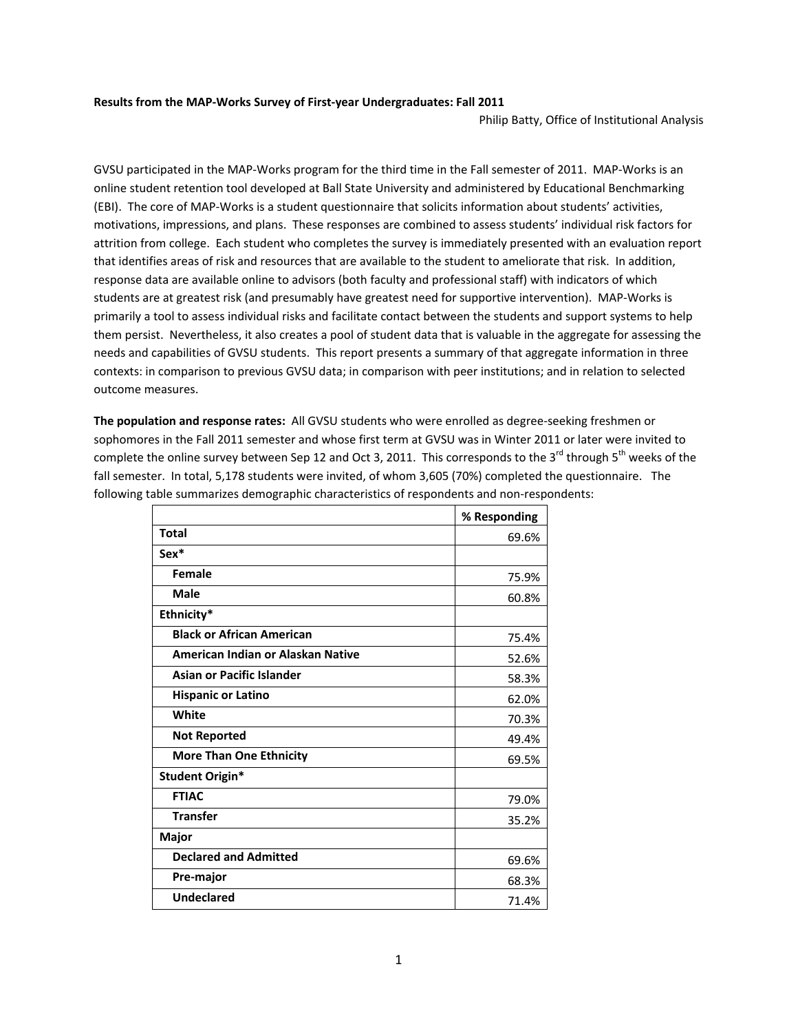**Results from the MAP-Works Survey of First-year Undergraduates: Fall 2011**

Philip Batty, Office of Institutional Analysis

GVSU participated in the MAP-Works program for the third time in the Fall semester of 2011. MAP-Works is an online student retention tool developed at Ball State University and administered by Educational Benchmarking (EBI). The core of MAP-Works is a student questionnaire that solicits information about students' activities, motivations, impressions, and plans. These responses are combined to assess students' individual risk factors for attrition from college. Each student who completes the survey is immediately presented with an evaluation report that identifies areas of risk and resources that are available to the student to ameliorate that risk. In addition, response data are available online to advisors (both faculty and professional staff) with indicators of which students are at greatest risk (and presumably have greatest need for supportive intervention). MAP-Works is primarily a tool to assess individual risks and facilitate contact between the students and support systems to help them persist. Nevertheless, it also creates a pool of student data that is valuable in the aggregate for assessing the needs and capabilities of GVSU students. This report presents a summary of that aggregate information in three contexts: in comparison to previous GVSU data; in comparison with peer institutions; and in relation to selected outcome measures.

**The population and response rates:** All GVSU students who were enrolled as degree-seeking freshmen or sophomores in the Fall 2011 semester and whose first term at GVSU was in Winter 2011 or later were invited to complete the online survey between Sep 12 and Oct 3, 2011. This corresponds to the 3rd through 5th weeks of the fall semester. In total, 5,178 students were invited, of whom 3,605 (70%) completed the questionnaire. The following table summarizes demographic characteristics of respondents and non-respondents:

| | % Responding |
|---|---|
| **Total** | 69.6% |
| **Sex*** | |
| **Female** | 75.9% |
| **Male** | 60.8% |
| **Ethnicity*** | |
| **Black or African American** | 75.4% |
| **American Indian or Alaskan Native** | 52.6% |
| **Asian or Pacific Islander** | 58.3% |
| **Hispanic or Latino** | 62.0% |
| **White** | 70.3% |
| **Not Reported** | 49.4% |
| **More Than One Ethnicity** | 69.5% |
| **Student Origin*** | |
| **FTIAC** | 79.0% |
| **Transfer** | 35.2% |
| **Major** | |
| **Declared and Admitted** | 69.6% |
| **Pre-major** | 68.3% |
| **Undeclared** | 71.4% |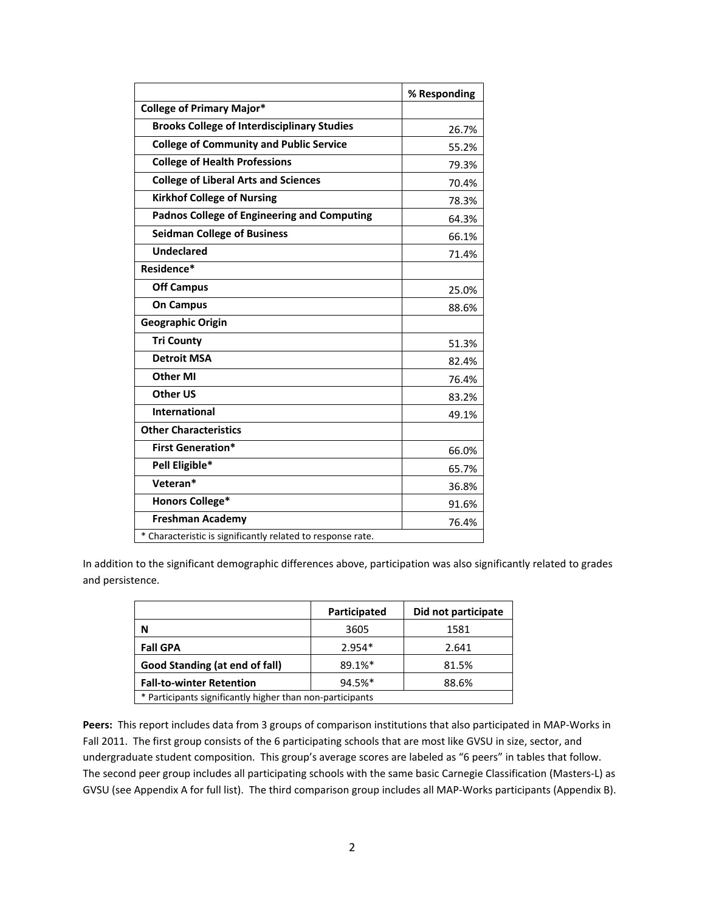| | % Responding |
|---|---|
| **College of Primary Major*** | |
| **Brooks College of Interdisciplinary Studies** | 26.7% |
| **College of Community and Public Service** | 55.2% |
| **College of Health Professions** | 79.3% |
| **College of Liberal Arts and Sciences** | 70.4% |
| **Kirkhof College of Nursing** | 78.3% |
| **Padnos College of Engineering and Computing** | 64.3% |
| **Seidman College of Business** | 66.1% |
| **Undeclared** | 71.4% |
| **Residence*** | |
| **Off Campus** | 25.0% |
| **On Campus** | 88.6% |
| **Geographic Origin** | |
| **Tri County** | 51.3% |
| **Detroit MSA** | 82.4% |
| **Other MI** | 76.4% |
| **Other US** | 83.2% |
| **International** | 49.1% |
| **Other Characteristics** | |
| **First Generation*** | 66.0% |
| **Pell Eligible*** | 65.7% |
| **Veteran*** | 36.8% |
| **Honors College*** | 91.6% |
| **Freshman Academy** | 76.4% |
| * Characteristic is significantly related to response rate. | |

In addition to the significant demographic differences above, participation was also significantly related to grades and persistence.

| | Participated | Did not participate |
|---|---|---|
| **N** | 3605 | 1581 |
| **Fall GPA** | 2.954* | 2.641 |
| **Good Standing (at end of fall)** | 89.1%* | 81.5% |
| **Fall-to-winter Retention** | 94.5%* | 88.6% |
| * Participants significantly higher than non-participants | | |

**Peers:** This report includes data from 3 groups of comparison institutions that also participated in MAP-Works in Fall 2011. The first group consists of the 6 participating schools that are most like GVSU in size, sector, and undergraduate student composition. This group's average scores are labeled as "6 peers" in tables that follow. The second peer group includes all participating schools with the same basic Carnegie Classification (Masters-L) as GVSU (see Appendix A for full list). The third comparison group includes all MAP-Works participants (Appendix B).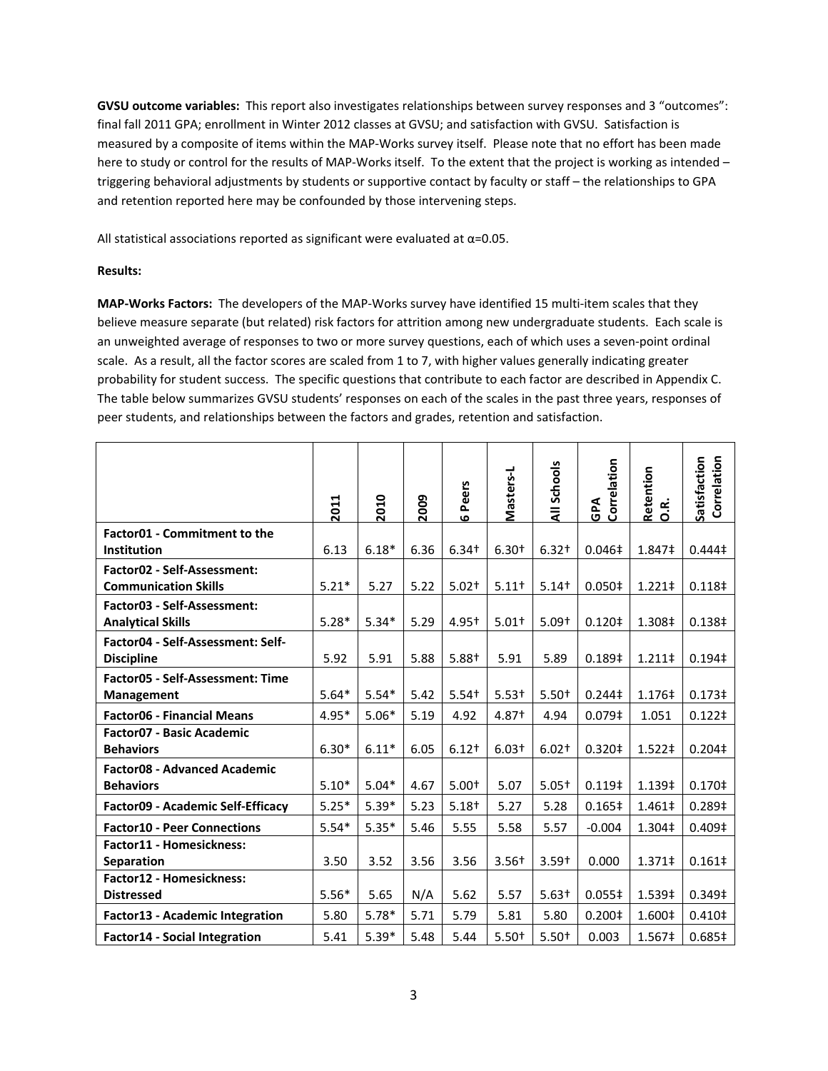**GVSU outcome variables:** This report also investigates relationships between survey responses and 3 "outcomes": final fall 2011 GPA; enrollment in Winter 2012 classes at GVSU; and satisfaction with GVSU. Satisfaction is measured by a composite of items within the MAP-Works survey itself. Please note that no effort has been made here to study or control for the results of MAP-Works itself. To the extent that the project is working as intended – triggering behavioral adjustments by students or supportive contact by faculty or staff – the relationships to GPA and retention reported here may be confounded by those intervening steps.

All statistical associations reported as significant were evaluated at $\alpha$=0.05.

**Results:**

**MAP-Works Factors:** The developers of the MAP-Works survey have identified 15 multi-item scales that they believe measure separate (but related) risk factors for attrition among new undergraduate students. Each scale is an unweighted average of responses to two or more survey questions, each of which uses a seven-point ordinal scale. As a result, all the factor scores are scaled from 1 to 7, with higher values generally indicating greater probability for student success. The specific questions that contribute to each factor are described in Appendix C. The table below summarizes GVSU students' responses on each of the scales in the past three years, responses of peer students, and relationships between the factors and grades, retention and satisfaction.

| | 2011 | 2010 | 2009 | 6 Peers | Masters-L | All Schools | GPA Correlation | Retention O.R. | Satisfaction Correlation |
|---|---|---|---|---|---|---|---|---|---|
| **Factor01 - Commitment to the Institution** | 6.13 | 6.18* | 6.36 | 6.34† | 6.30† | 6.32† | 0.046‡ | 1.847‡ | 0.444‡ |
| **Factor02 - Self-Assessment: Communication Skills** | 5.21* | 5.27 | 5.22 | 5.02† | 5.11† | 5.14† | 0.050‡ | 1.221‡ | 0.118‡ |
| **Factor03 - Self-Assessment: Analytical Skills** | 5.28* | 5.34* | 5.29 | 4.95† | 5.01† | 5.09† | 0.120‡ | 1.308‡ | 0.138‡ |
| **Factor04 - Self-Assessment: Self-Discipline** | 5.92 | 5.91 | 5.88 | 5.88† | 5.91 | 5.89 | 0.189‡ | 1.211‡ | 0.194‡ |
| **Factor05 - Self-Assessment: Time Management** | 5.64* | 5.54* | 5.42 | 5.54† | 5.53† | 5.50† | 0.244‡ | 1.176‡ | 0.173‡ |
| **Factor06 - Financial Means** | 4.95* | 5.06* | 5.19 | 4.92 | 4.87† | 4.94 | 0.079‡ | 1.051 | 0.122‡ |
| **Factor07 - Basic Academic Behaviors** | 6.30* | 6.11* | 6.05 | 6.12† | 6.03† | 6.02† | 0.320‡ | 1.522‡ | 0.204‡ |
| **Factor08 - Advanced Academic Behaviors** | 5.10* | 5.04* | 4.67 | 5.00† | 5.07 | 5.05† | 0.119‡ | 1.139‡ | 0.170‡ |
| **Factor09 - Academic Self-Efficacy** | 5.25* | 5.39* | 5.23 | 5.18† | 5.27 | 5.28 | 0.165‡ | 1.461‡ | 0.289‡ |
| **Factor10 - Peer Connections** | 5.54* | 5.35* | 5.46 | 5.55 | 5.58 | 5.57 | -0.004 | 1.304‡ | 0.409‡ |
| **Factor11 - Homesickness: Separation** | 3.50 | 3.52 | 3.56 | 3.56 | 3.56† | 3.59† | 0.000 | 1.371‡ | 0.161‡ |
| **Factor12 - Homesickness: Distressed** | 5.56* | 5.65 | N/A | 5.62 | 5.57 | 5.63† | 0.055‡ | 1.539‡ | 0.349‡ |
| **Factor13 - Academic Integration** | 5.80 | 5.78* | 5.71 | 5.79 | 5.81 | 5.80 | 0.200‡ | 1.600‡ | 0.410‡ |
| **Factor14 - Social Integration** | 5.41 | 5.39* | 5.48 | 5.44 | 5.50† | 5.50† | 0.003 | 1.567‡ | 0.685‡ |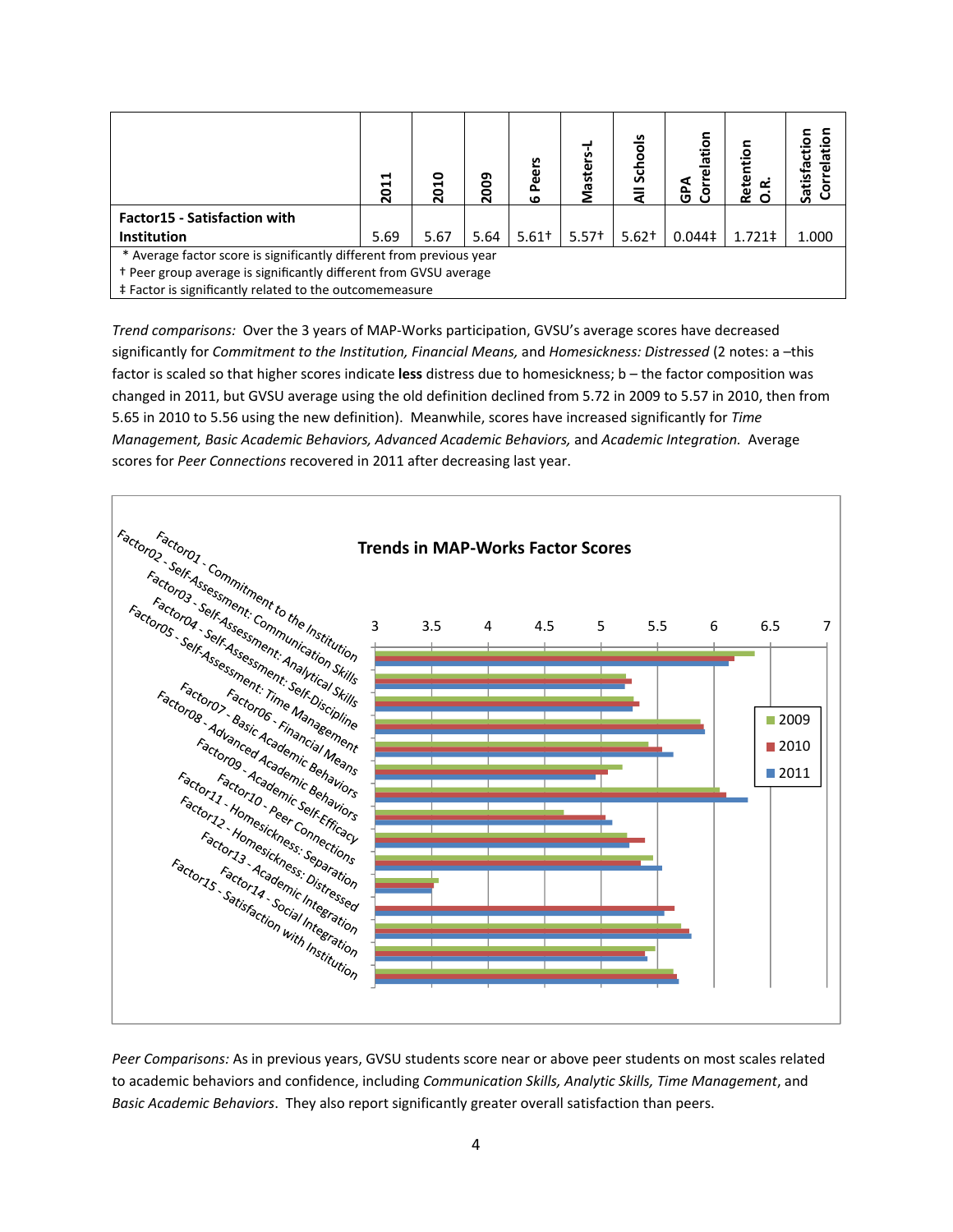| | 2011 | 2010 | 2009 | 6 Peers | Masters-L | All Schools | GPA Correlation | Retention O.R. | Satisfaction Correlation |
|---|---|---|---|---|---|---|---|---|---|
| **Factor15 - Satisfaction with Institution** | 5.69 | 5.67 | 5.64 | 5.61† | 5.57† | 5.62† | 0.044‡ | 1.721‡ | 1.000 |

\* Average factor score is significantly different from previous year
† Peer group average is significantly different from GVSU average
‡ Factor is significantly related to the outcomemeasure

*Trend comparisons:* Over the 3 years of MAP-Works participation, GVSU's average scores have decreased significantly for *Commitment to the Institution, Financial Means,* and *Homesickness: Distressed* (2 notes: a –this factor is scaled so that higher scores indicate **less** distress due to homesickness; b – the factor composition was changed in 2011, but GVSU average using the old definition declined from 5.72 in 2009 to 5.57 in 2010, then from 5.65 in 2010 to 5.56 using the new definition). Meanwhile, scores have increased significantly for *Time Management, Basic Academic Behaviors, Advanced Academic Behaviors,* and *Academic Integration.* Average scores for *Peer Connections* recovered in 2011 after decreasing last year.

**Trends in MAP-Works Factor Scores**

*Peer Comparisons:* As in previous years, GVSU students score near or above peer students on most scales related to academic behaviors and confidence, including *Communication Skills, Analytic Skills, Time Management*, and *Basic Academic Behaviors*. They also report significantly greater overall satisfaction than peers.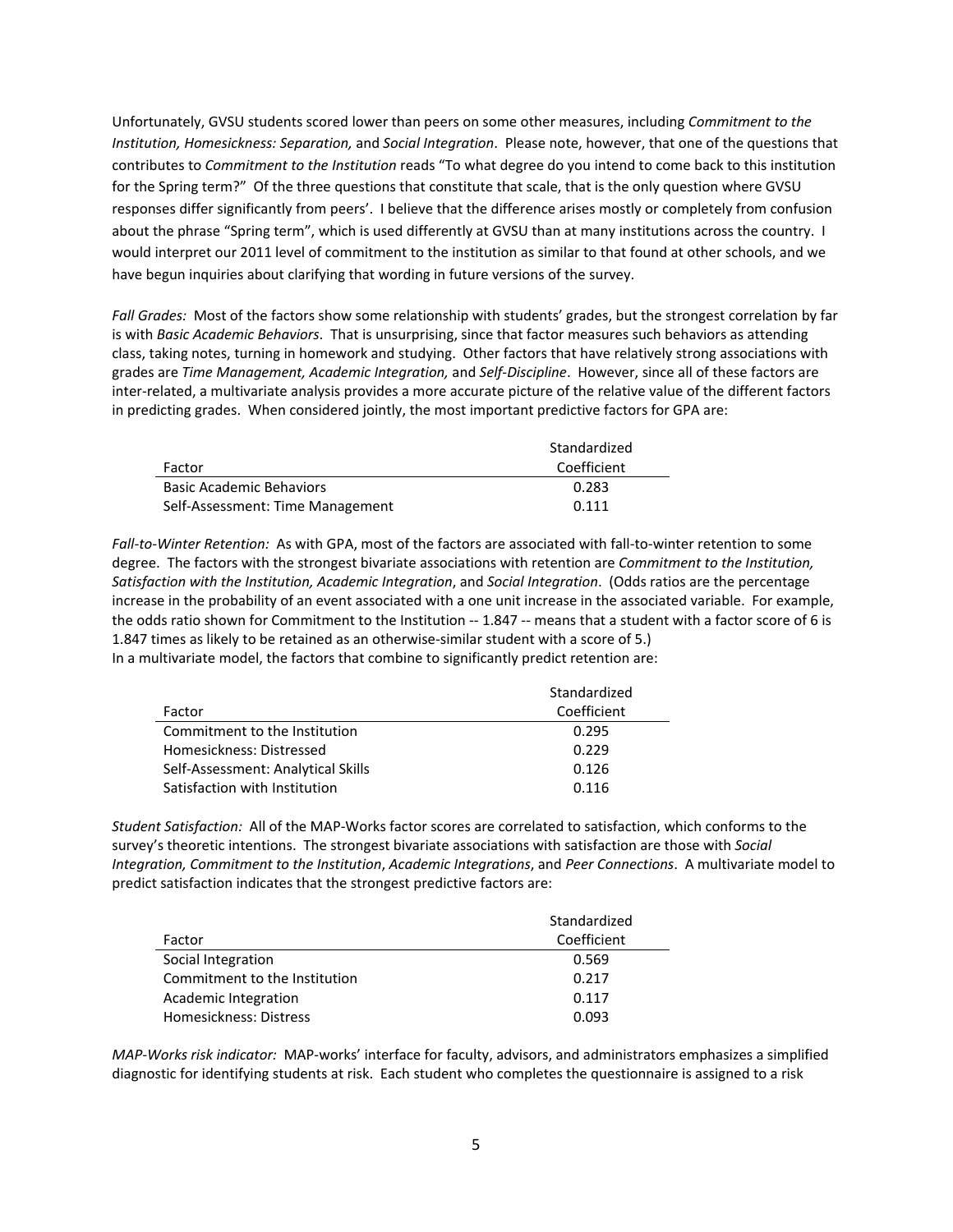Unfortunately, GVSU students scored lower than peers on some other measures, including *Commitment to the Institution, Homesickness: Separation,* and *Social Integration*. Please note, however, that one of the questions that contributes to *Commitment to the Institution* reads "To what degree do you intend to come back to this institution for the Spring term?" Of the three questions that constitute that scale, that is the only question where GVSU responses differ significantly from peers'. I believe that the difference arises mostly or completely from confusion about the phrase "Spring term", which is used differently at GVSU than at many institutions across the country. I would interpret our 2011 level of commitment to the institution as similar to that found at other schools, and we have begun inquiries about clarifying that wording in future versions of the survey.

*Fall Grades:* Most of the factors show some relationship with students' grades, but the strongest correlation by far is with *Basic Academic Behaviors*. That is unsurprising, since that factor measures such behaviors as attending class, taking notes, turning in homework and studying. Other factors that have relatively strong associations with grades are *Time Management, Academic Integration,* and *Self-Discipline*. However, since all of these factors are inter-related, a multivariate analysis provides a more accurate picture of the relative value of the different factors in predicting grades. When considered jointly, the most important predictive factors for GPA are:

| Factor | Standardized Coefficient |
|---|---|
| Basic Academic Behaviors | 0.283 |
| Self-Assessment: Time Management | 0.111 |

*Fall-to-Winter Retention:* As with GPA, most of the factors are associated with fall-to-winter retention to some degree. The factors with the strongest bivariate associations with retention are *Commitment to the Institution, Satisfaction with the Institution, Academic Integration*, and *Social Integration*. (Odds ratios are the percentage increase in the probability of an event associated with a one unit increase in the associated variable. For example, the odds ratio shown for Commitment to the Institution -- 1.847 -- means that a student with a factor score of 6 is 1.847 times as likely to be retained as an otherwise-similar student with a score of 5.)
In a multivariate model, the factors that combine to significantly predict retention are:

| Factor | Standardized Coefficient |
|---|---|
| Commitment to the Institution | 0.295 |
| Homesickness: Distressed | 0.229 |
| Self-Assessment: Analytical Skills | 0.126 |
| Satisfaction with Institution | 0.116 |

*Student Satisfaction:* All of the MAP-Works factor scores are correlated to satisfaction, which conforms to the survey's theoretic intentions. The strongest bivariate associations with satisfaction are those with *Social Integration, Commitment to the Institution*, *Academic Integrations*, and *Peer Connections*. A multivariate model to predict satisfaction indicates that the strongest predictive factors are:

| Factor | Standardized Coefficient |
|---|---|
| Social Integration | 0.569 |
| Commitment to the Institution | 0.217 |
| Academic Integration | 0.117 |
| Homesickness: Distress | 0.093 |

*MAP-Works risk indicator:* MAP-works' interface for faculty, advisors, and administrators emphasizes a simplified diagnostic for identifying students at risk. Each student who completes the questionnaire is assigned to a risk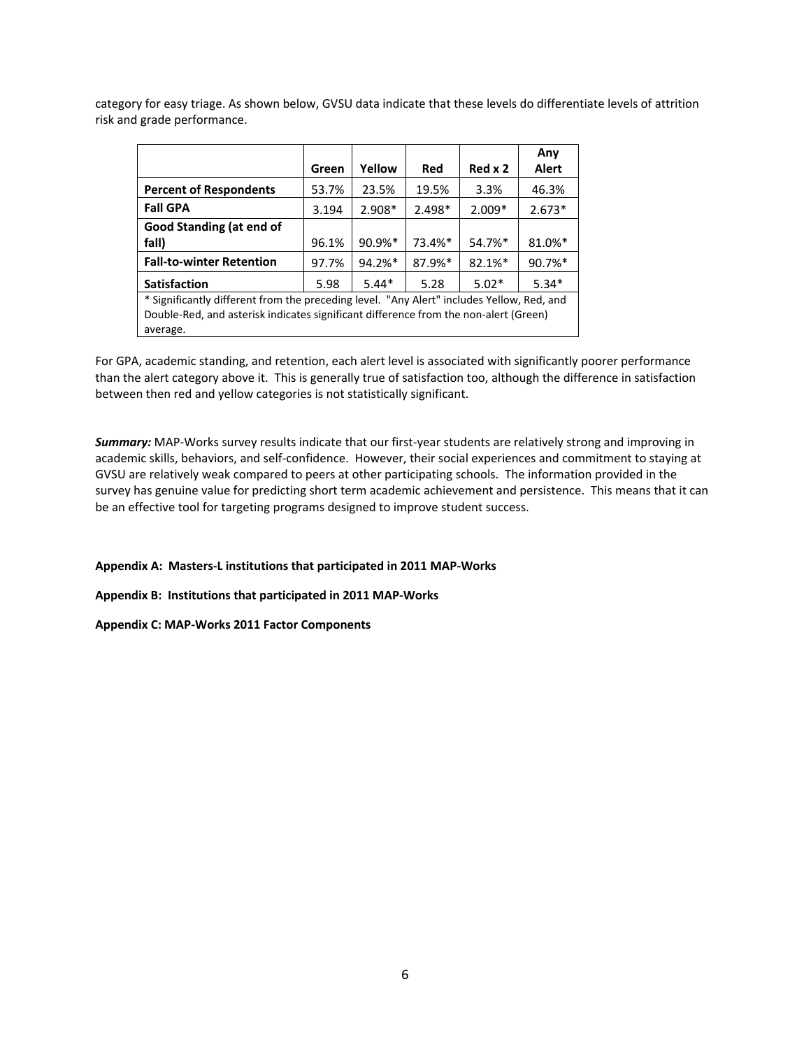category for easy triage. As shown below, GVSU data indicate that these levels do differentiate levels of attrition risk and grade performance.

| | Green | Yellow | Red | Red x 2 | Any Alert |
|---|---|---|---|---|---|
| **Percent of Respondents** | 53.7% | 23.5% | 19.5% | 3.3% | 46.3% |
| **Fall GPA** | 3.194 | 2.908* | 2.498* | 2.009* | 2.673* |
| **Good Standing (at end of fall)** | 96.1% | 90.9%* | 73.4%* | 54.7%* | 81.0%* |
| **Fall-to-winter Retention** | 97.7% | 94.2%* | 87.9%* | 82.1%* | 90.7%* |
| **Satisfaction** | 5.98 | 5.44* | 5.28 | 5.02* | 5.34* |

* Significantly different from the preceding level. "Any Alert" includes Yellow, Red, and Double-Red, and asterisk indicates significant difference from the non-alert (Green) average.

For GPA, academic standing, and retention, each alert level is associated with significantly poorer performance than the alert category above it. This is generally true of satisfaction too, although the difference in satisfaction between then red and yellow categories is not statistically significant.

***Summary:*** MAP-Works survey results indicate that our first-year students are relatively strong and improving in academic skills, behaviors, and self-confidence. However, their social experiences and commitment to staying at GVSU are relatively weak compared to peers at other participating schools. The information provided in the survey has genuine value for predicting short term academic achievement and persistence. This means that it can be an effective tool for targeting programs designed to improve student success.

**Appendix A: Masters-L institutions that participated in 2011 MAP-Works**

**Appendix B: Institutions that participated in 2011 MAP-Works**

**Appendix C: MAP-Works 2011 Factor Components**